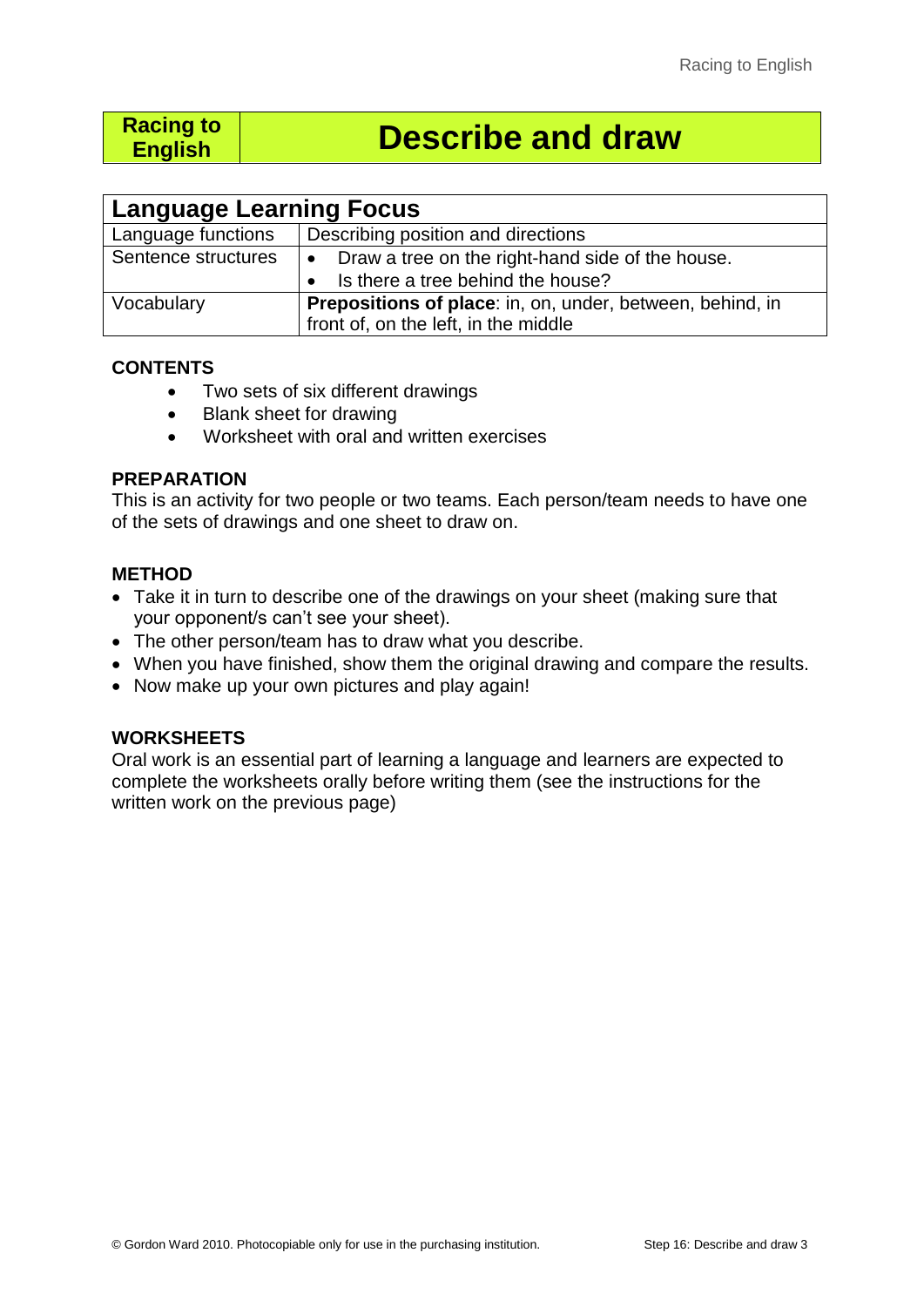**Racing to English**

# Describe and draw

| Language Learning Focus | |
| --- | --- |
| Language functions | Describing position and directions |
| Sentence structures | • Draw a tree on the right-hand side of the house.<br>• Is there a tree behind the house? |
| Vocabulary | **Prepositions of place**: in, on, under, between, behind, in front of, on the left, in the middle |

**CONTENTS**

- Two sets of six different drawings
- Blank sheet for drawing
- Worksheet with oral and written exercises

**PREPARATION**

This is an activity for two people or two teams. Each person/team needs to have one of the sets of drawings and one sheet to draw on.

**METHOD**

- Take it in turn to describe one of the drawings on your sheet (making sure that your opponent/s can't see your sheet).
- The other person/team has to draw what you describe.
- When you have finished, show them the original drawing and compare the results.
- Now make up your own pictures and play again!

**WORKSHEETS**

Oral work is an essential part of learning a language and learners are expected to complete the worksheets orally before writing them (see the instructions for the written work on the previous page)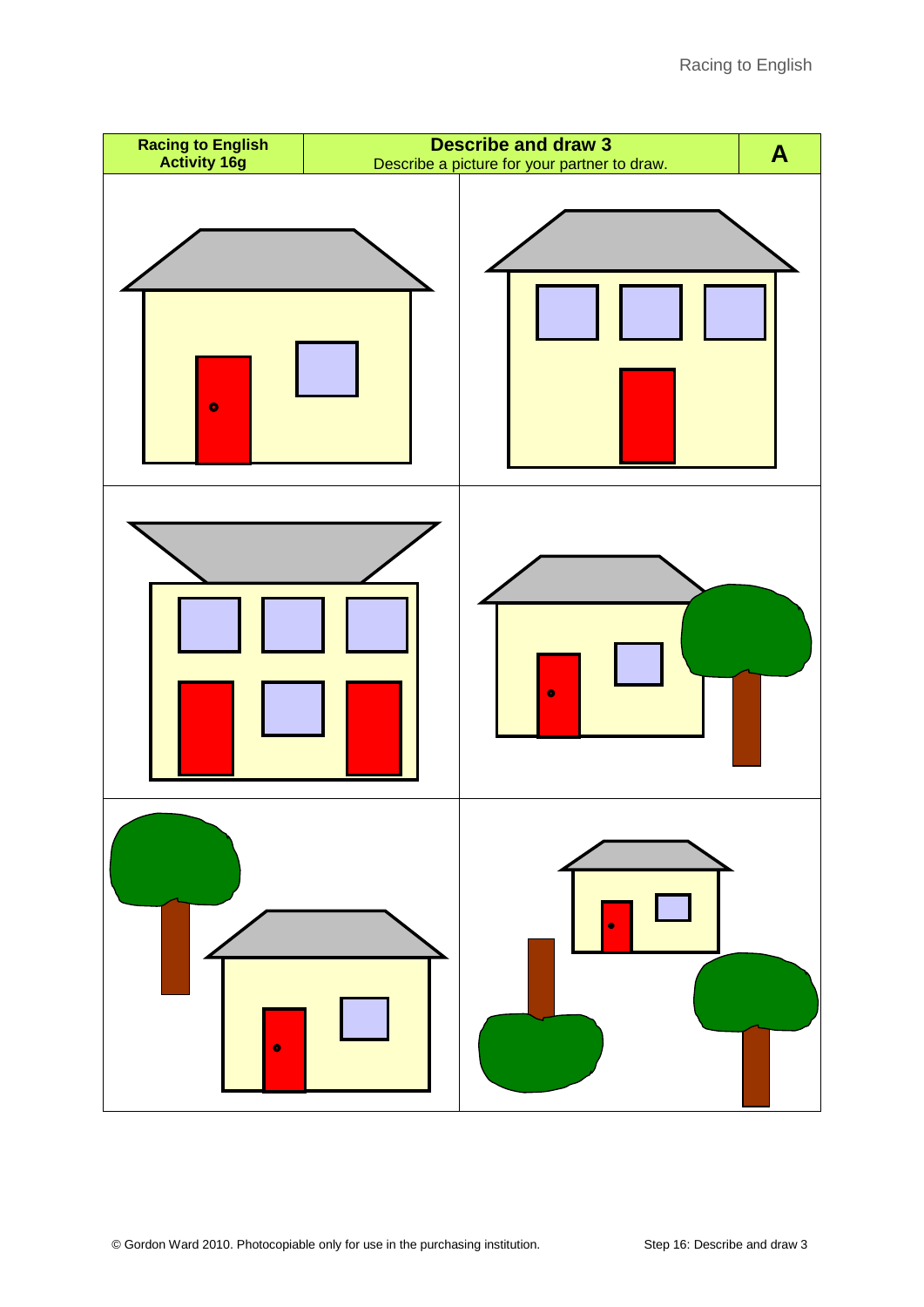| Racing to English Activity 16g | **Describe and draw 3** Describe a picture for your partner to draw. | **A** |
| --- | --- | --- |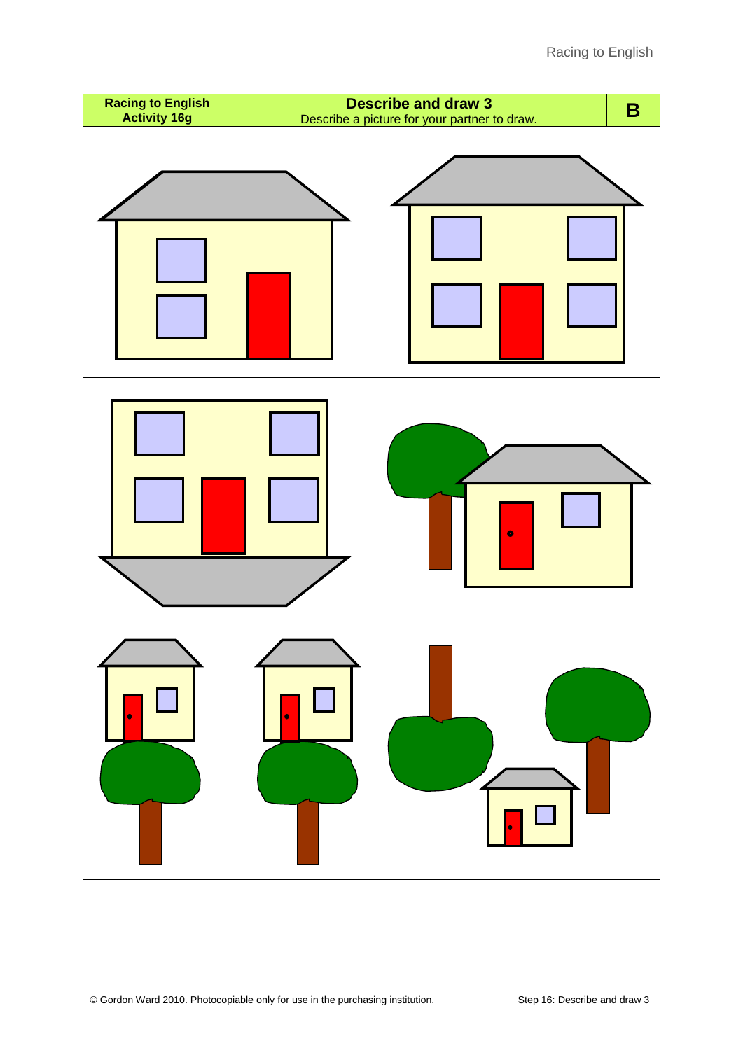| Racing to English Activity 16g | Describe and draw 3 Describe a picture for your partner to draw. | B |
|---|---|---|

© Gordon Ward 2010. Photocopiable only for use in the purchasing institution.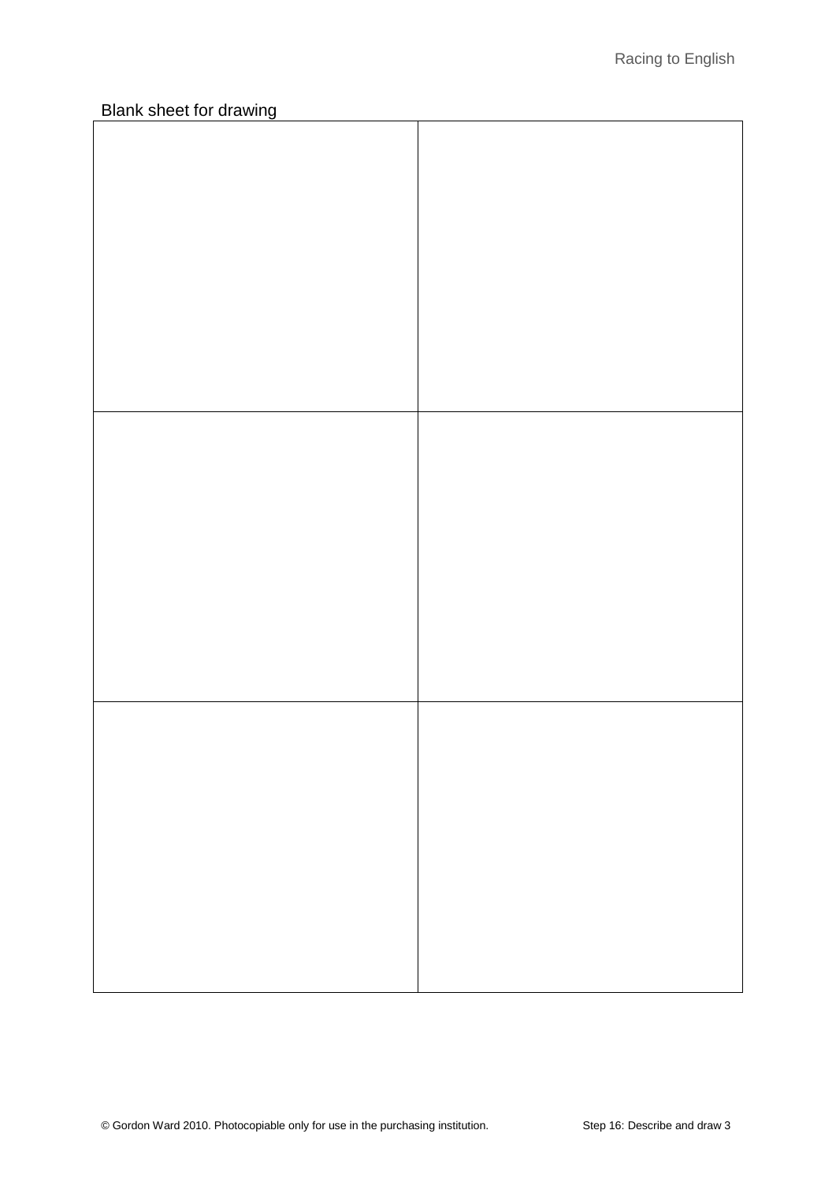Blank sheet for drawing

| | |
|---|---|
| | |
| | |
| | |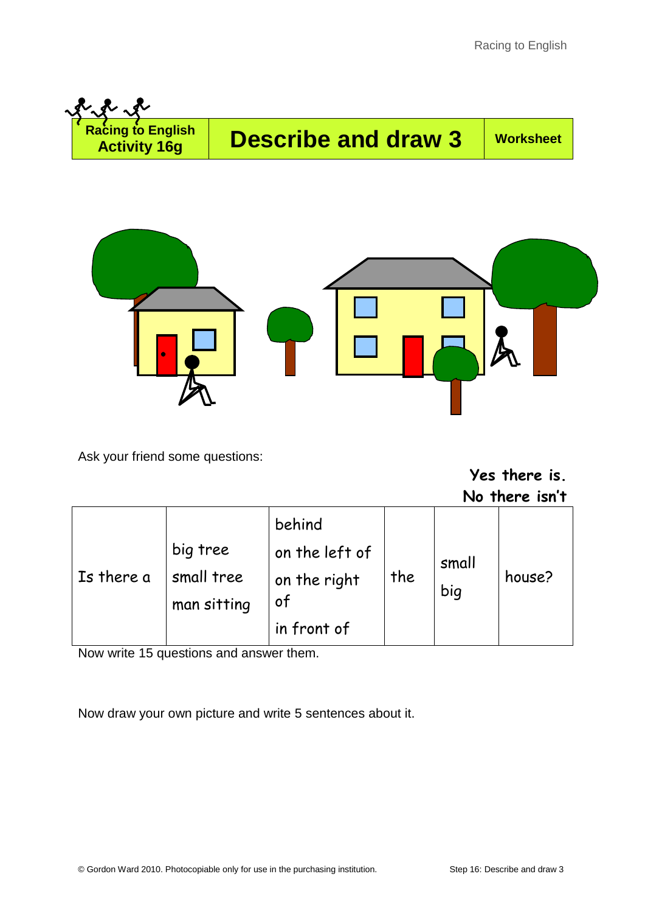| Racing to English Activity 16g | Describe and draw 3 | Worksheet |
|---|---|---|

Ask your friend some questions:

**Yes there is.**
**No there isn't**

| | | | | | |
|---|---|---|---|---|---|
| Is there a | big tree<br>small tree<br>man sitting | behind<br>on the left of<br>on the right of<br>in front of | the | small<br>big | house? |

Now write 15 questions and answer them.

Now draw your own picture and write 5 sentences about it.

© Gordon Ward 2010. Photocopiable only for use in the purchasing institution.